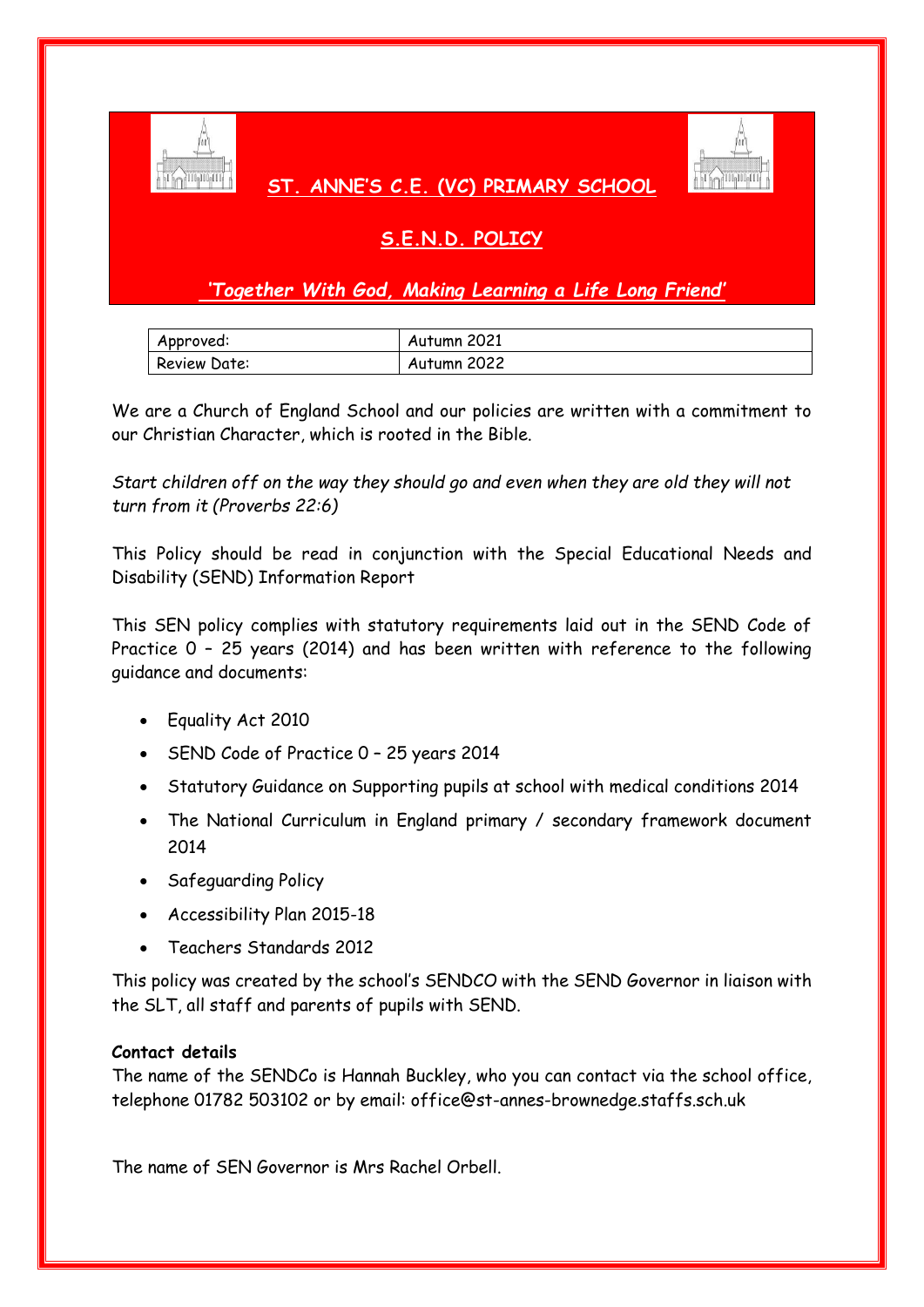# ST. ANNE'S C.E. (VC) PRIMARY SCHOOL

## S.E.N.D. POLICY

*'Together With God, Making Learning a Life Long Friend'*

| Approved: | Autumn 2021 |
| --- | --- |
| Review Date: | Autumn 2022 |

We are a Church of England School and our policies are written with a commitment to our Christian Character, which is rooted in the Bible.

*Start children off on the way they should go and even when they are old they will not turn from it (Proverbs 22:6)*

This Policy should be read in conjunction with the Special Educational Needs and Disability (SEND) Information Report

This SEN policy complies with statutory requirements laid out in the SEND Code of Practice 0 – 25 years (2014) and has been written with reference to the following guidance and documents:

- Equality Act 2010
- SEND Code of Practice 0 – 25 years 2014
- Statutory Guidance on Supporting pupils at school with medical conditions 2014
- The National Curriculum in England primary / secondary framework document 2014
- Safeguarding Policy
- Accessibility Plan 2015-18
- Teachers Standards 2012

This policy was created by the school's SENDCO with the SEND Governor in liaison with the SLT, all staff and parents of pupils with SEND.

**Contact details**
The name of the SENDCo is Hannah Buckley, who you can contact via the school office, telephone 01782 503102 or by email: office@st-annes-brownedge.staffs.sch.uk

The name of SEN Governor is Mrs Rachel Orbell.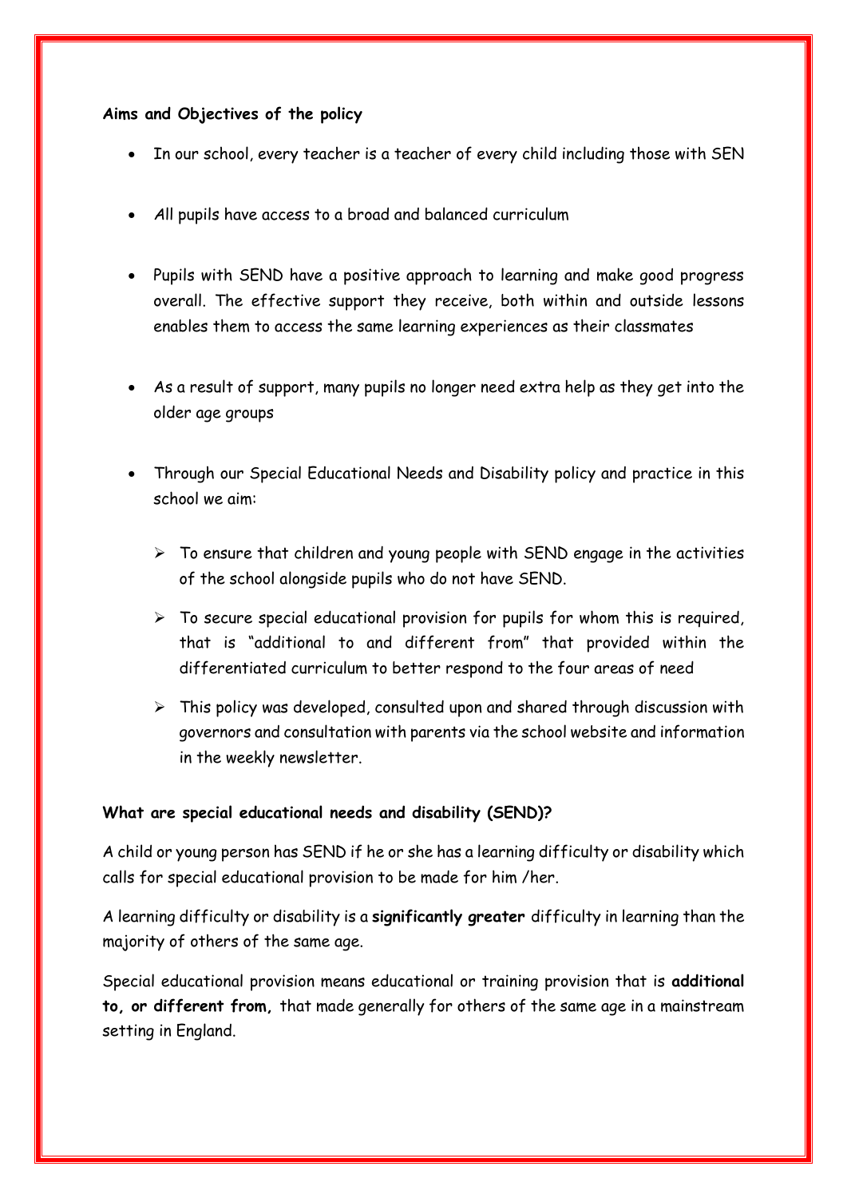**Aims and Objectives of the policy**

- In our school, every teacher is a teacher of every child including those with SEN
- All pupils have access to a broad and balanced curriculum
- Pupils with SEND have a positive approach to learning and make good progress overall. The effective support they receive, both within and outside lessons enables them to access the same learning experiences as their classmates
- As a result of support, many pupils no longer need extra help as they get into the older age groups
- Through our Special Educational Needs and Disability policy and practice in this school we aim:
    - To ensure that children and young people with SEND engage in the activities of the school alongside pupils who do not have SEND.
    - To secure special educational provision for pupils for whom this is required, that is "additional to and different from" that provided within the differentiated curriculum to better respond to the four areas of need
    - This policy was developed, consulted upon and shared through discussion with governors and consultation with parents via the school website and information in the weekly newsletter.

**What are special educational needs and disability (SEND)?**

A child or young person has SEND if he or she has a learning difficulty or disability which calls for special educational provision to be made for him /her.

A learning difficulty or disability is a **significantly greater** difficulty in learning than the majority of others of the same age.

Special educational provision means educational or training provision that is **additional to, or different from,** that made generally for others of the same age in a mainstream setting in England.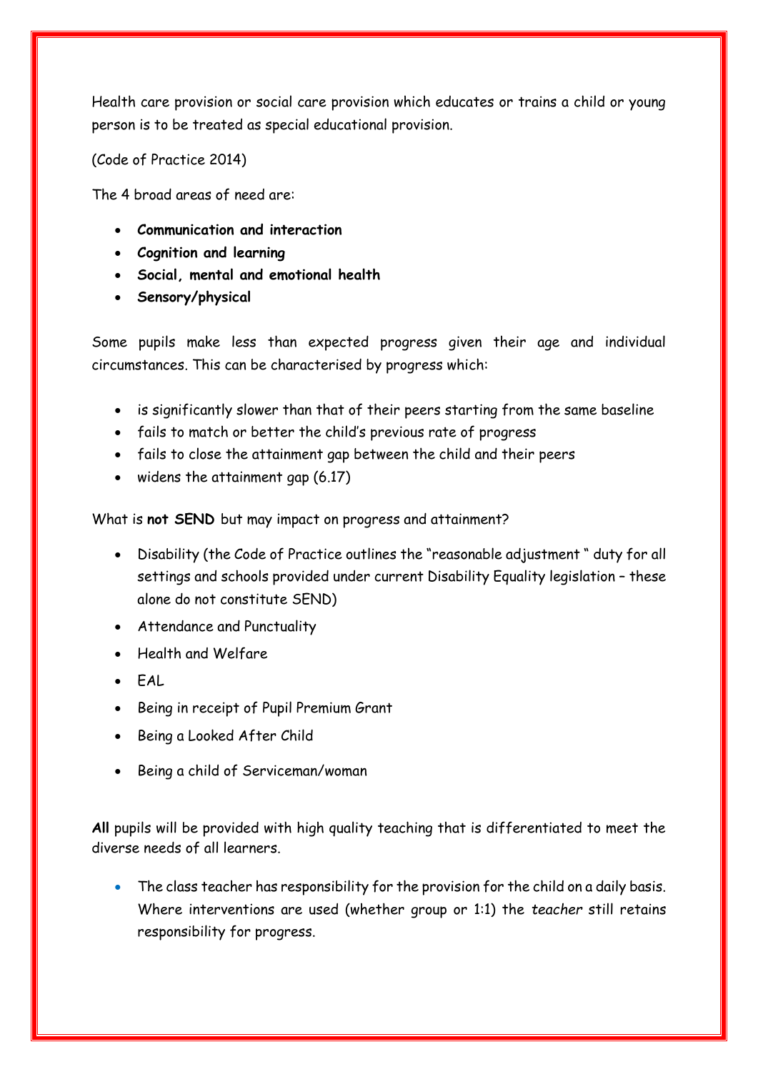Health care provision or social care provision which educates or trains a child or young person is to be treated as special educational provision.

(Code of Practice 2014)

The 4 broad areas of need are:

- **Communication and interaction**
- **Cognition and learning**
- **Social, mental and emotional health**
- **Sensory/physical**

Some pupils make less than expected progress given their age and individual circumstances. This can be characterised by progress which:

- is significantly slower than that of their peers starting from the same baseline
- fails to match or better the child's previous rate of progress
- fails to close the attainment gap between the child and their peers
- widens the attainment gap (6.17)

What is **not SEND** but may impact on progress and attainment?

- Disability (the Code of Practice outlines the "reasonable adjustment " duty for all settings and schools provided under current Disability Equality legislation – these alone do not constitute SEND)
- Attendance and Punctuality
- Health and Welfare
- EAL
- Being in receipt of Pupil Premium Grant
- Being a Looked After Child
- Being a child of Serviceman/woman

**All** pupils will be provided with high quality teaching that is differentiated to meet the diverse needs of all learners.

- The class teacher has responsibility for the provision for the child on a daily basis. Where interventions are used (whether group or 1:1) the *teacher* still retains responsibility for progress.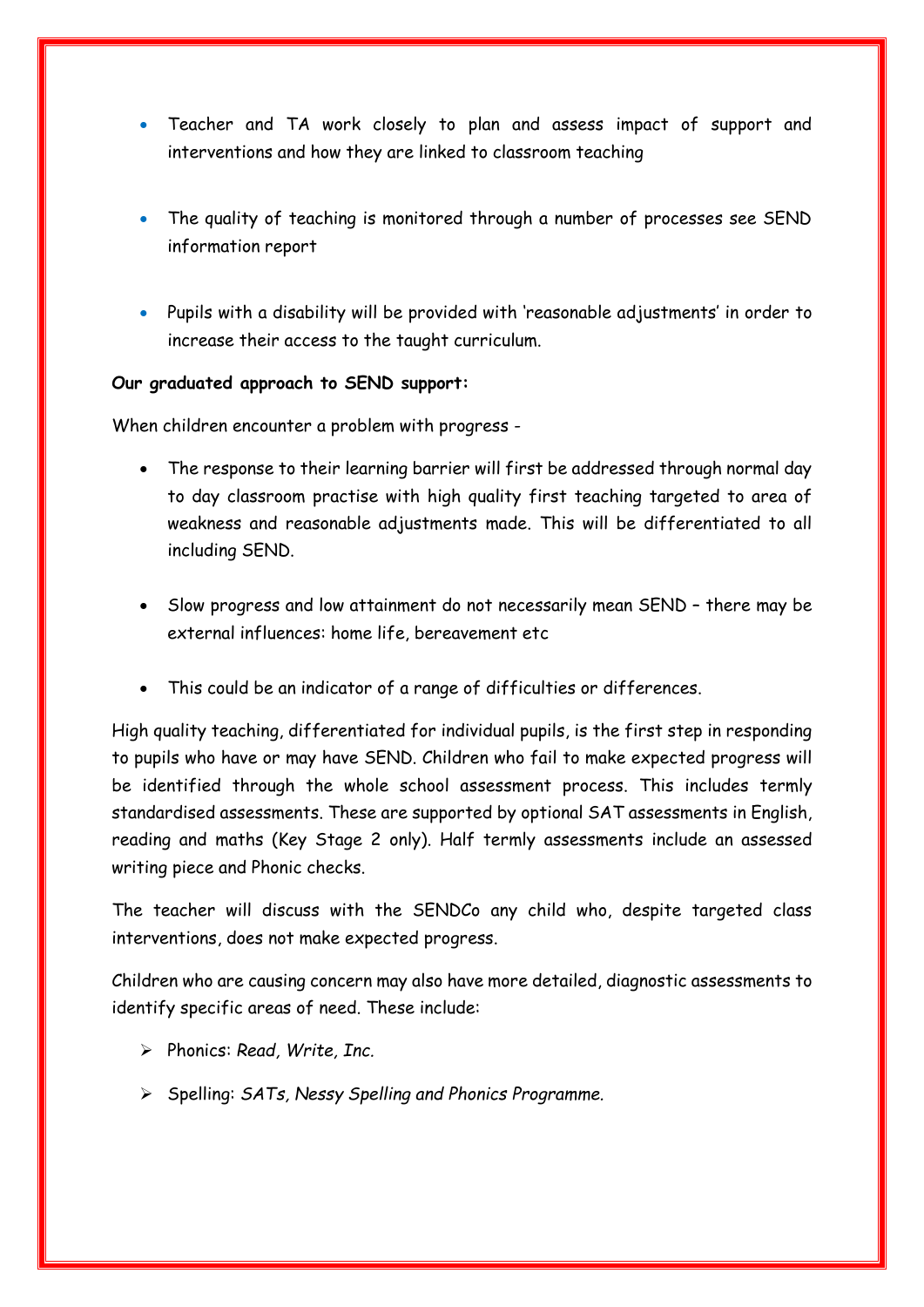- Teacher and TA work closely to plan and assess impact of support and interventions and how they are linked to classroom teaching

- The quality of teaching is monitored through a number of processes see SEND information report

- Pupils with a disability will be provided with 'reasonable adjustments' in order to increase their access to the taught curriculum.

**Our graduated approach to SEND support:**

When children encounter a problem with progress -

- The response to their learning barrier will first be addressed through normal day to day classroom practise with high quality first teaching targeted to area of weakness and reasonable adjustments made. This will be differentiated to all including SEND.

- Slow progress and low attainment do not necessarily mean SEND – there may be external influences: home life, bereavement etc

- This could be an indicator of a range of difficulties or differences.

High quality teaching, differentiated for individual pupils, is the first step in responding to pupils who have or may have SEND. Children who fail to make expected progress will be identified through the whole school assessment process. This includes termly standardised assessments. These are supported by optional SAT assessments in English, reading and maths (Key Stage 2 only). Half termly assessments include an assessed writing piece and Phonic checks.

The teacher will discuss with the SENDCo any child who, despite targeted class interventions, does not make expected progress.

Children who are causing concern may also have more detailed, diagnostic assessments to identify specific areas of need. These include:

- Phonics: *Read, Write, Inc.*
- Spelling: *SATs, Nessy Spelling and Phonics Programme.*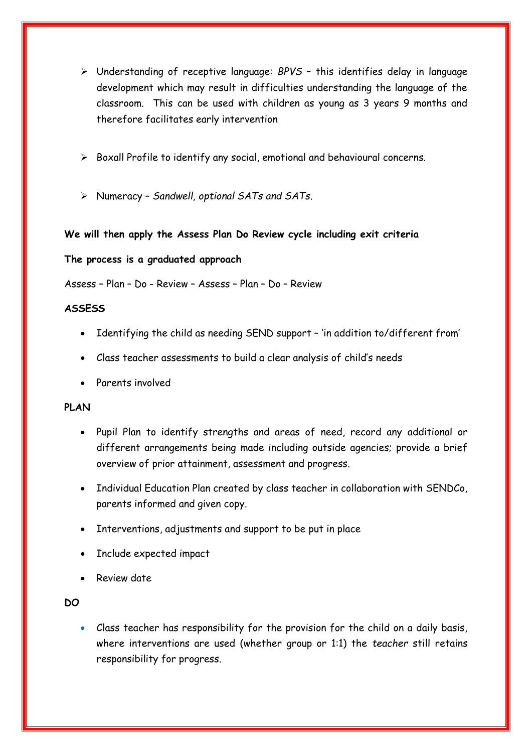- Understanding of receptive language: *BPVS* – this identifies delay in language development which may result in difficulties understanding the language of the classroom. This can be used with children as young as 3 years 9 months and therefore facilitates early intervention

- Boxall Profile to identify any social, emotional and behavioural concerns.

- Numeracy – *Sandwell, optional SATs and SATs.*

**We will then apply the Assess Plan Do Review cycle including exit criteria**

**The process is a graduated approach**

Assess – Plan – Do - Review – Assess – Plan – Do – Review

**ASSESS**

- Identifying the child as needing SEND support – 'in addition to/different from'
- Class teacher assessments to build a clear analysis of child's needs
- Parents involved

**PLAN**

- Pupil Plan to identify strengths and areas of need, record any additional or different arrangements being made including outside agencies; provide a brief overview of prior attainment, assessment and progress.
- Individual Education Plan created by class teacher in collaboration with SENDCo, parents informed and given copy.
- Interventions, adjustments and support to be put in place
- Include expected impact
- Review date

**DO**

- Class teacher has responsibility for the provision for the child on a daily basis, where interventions are used (whether group or 1:1) the *teacher* still retains responsibility for progress.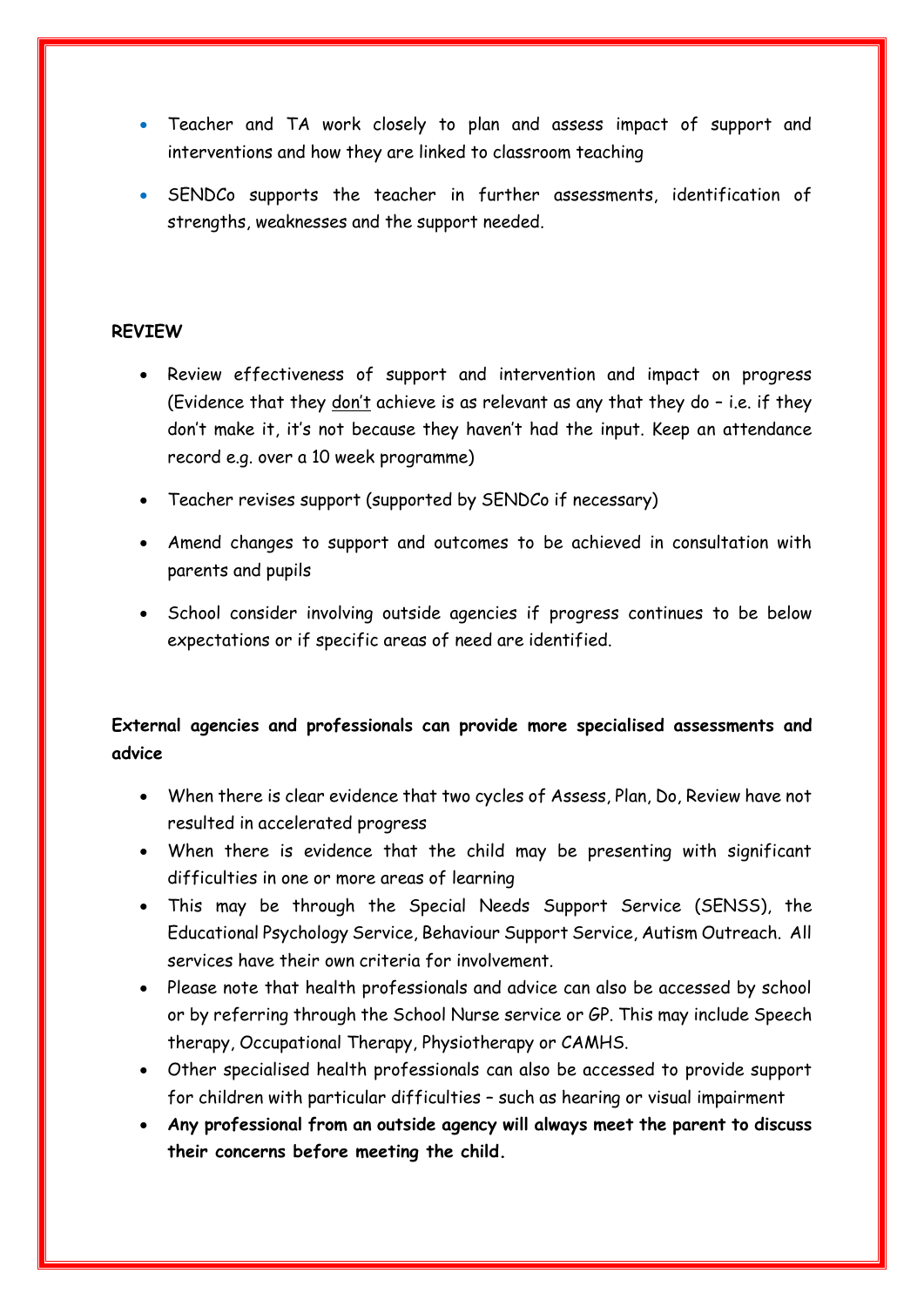- Teacher and TA work closely to plan and assess impact of support and interventions and how they are linked to classroom teaching
- SENDCo supports the teacher in further assessments, identification of strengths, weaknesses and the support needed.

**REVIEW**

- Review effectiveness of support and intervention and impact on progress (Evidence that they <u>don't</u> achieve is as relevant as any that they do – i.e. if they don't make it, it's not because they haven't had the input. Keep an attendance record e.g. over a 10 week programme)
- Teacher revises support (supported by SENDCo if necessary)
- Amend changes to support and outcomes to be achieved in consultation with parents and pupils
- School consider involving outside agencies if progress continues to be below expectations or if specific areas of need are identified.

**External agencies and professionals can provide more specialised assessments and advice**

- When there is clear evidence that two cycles of Assess, Plan, Do, Review have not resulted in accelerated progress
- When there is evidence that the child may be presenting with significant difficulties in one or more areas of learning
- This may be through the Special Needs Support Service (SENSS), the Educational Psychology Service, Behaviour Support Service, Autism Outreach. All services have their own criteria for involvement.
- Please note that health professionals and advice can also be accessed by school or by referring through the School Nurse service or GP. This may include Speech therapy, Occupational Therapy, Physiotherapy or CAMHS.
- Other specialised health professionals can also be accessed to provide support for children with particular difficulties – such as hearing or visual impairment
- **Any professional from an outside agency will always meet the parent to discuss their concerns before meeting the child.**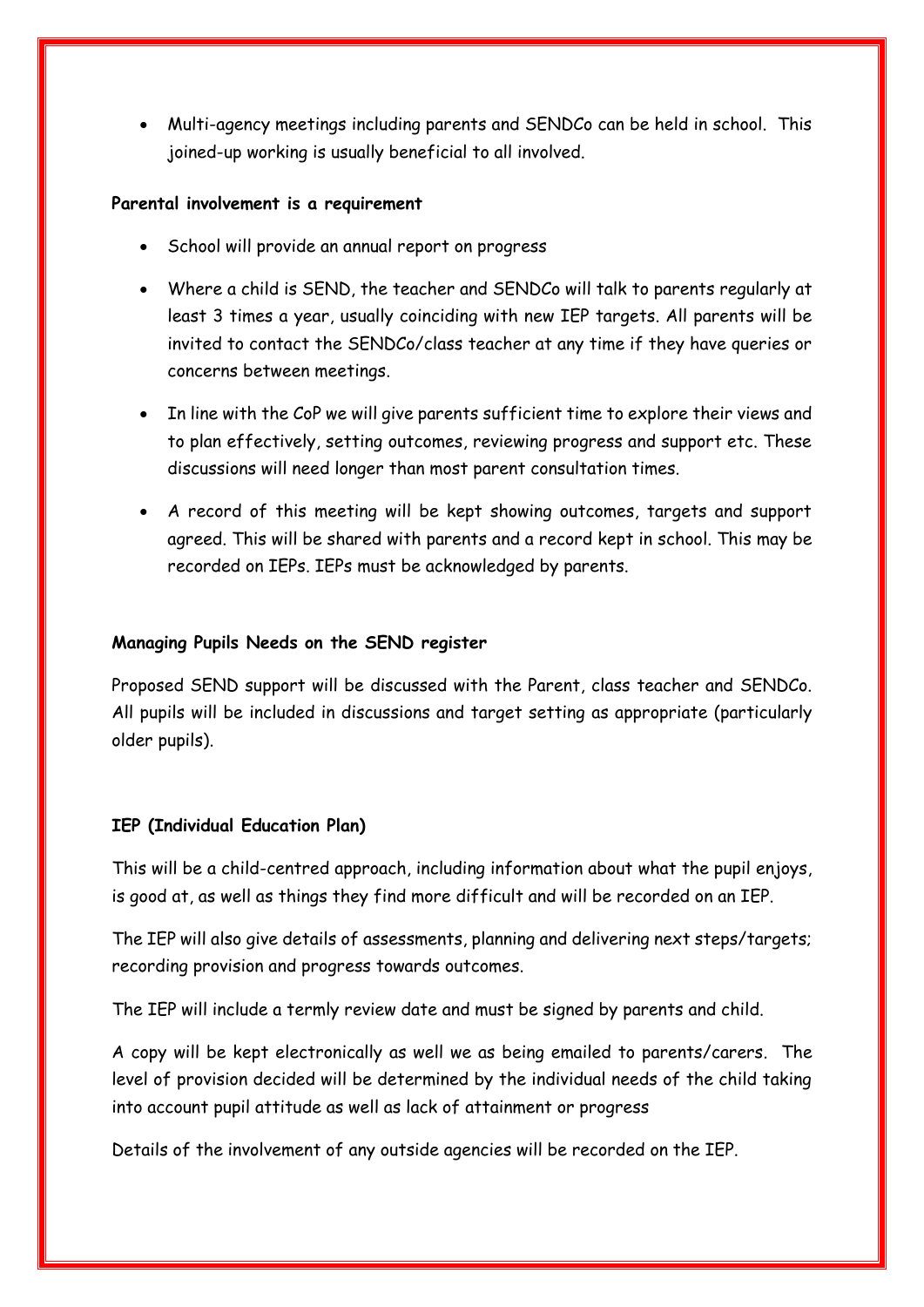- Multi-agency meetings including parents and SENDCo can be held in school. This joined-up working is usually beneficial to all involved.

**Parental involvement is a requirement**

- School will provide an annual report on progress
- Where a child is SEND, the teacher and SENDCo will talk to parents regularly at least 3 times a year, usually coinciding with new IEP targets. All parents will be invited to contact the SENDCo/class teacher at any time if they have queries or concerns between meetings.
- In line with the CoP we will give parents sufficient time to explore their views and to plan effectively, setting outcomes, reviewing progress and support etc. These discussions will need longer than most parent consultation times.
- A record of this meeting will be kept showing outcomes, targets and support agreed. This will be shared with parents and a record kept in school. This may be recorded on IEPs. IEPs must be acknowledged by parents.

**Managing Pupils Needs on the SEND register**

Proposed SEND support will be discussed with the Parent, class teacher and SENDCo. All pupils will be included in discussions and target setting as appropriate (particularly older pupils).

**IEP (Individual Education Plan)**

This will be a child-centred approach, including information about what the pupil enjoys, is good at, as well as things they find more difficult and will be recorded on an IEP.

The IEP will also give details of assessments, planning and delivering next steps/targets; recording provision and progress towards outcomes.

The IEP will include a termly review date and must be signed by parents and child.

A copy will be kept electronically as well we as being emailed to parents/carers. The level of provision decided will be determined by the individual needs of the child taking into account pupil attitude as well as lack of attainment or progress

Details of the involvement of any outside agencies will be recorded on the IEP.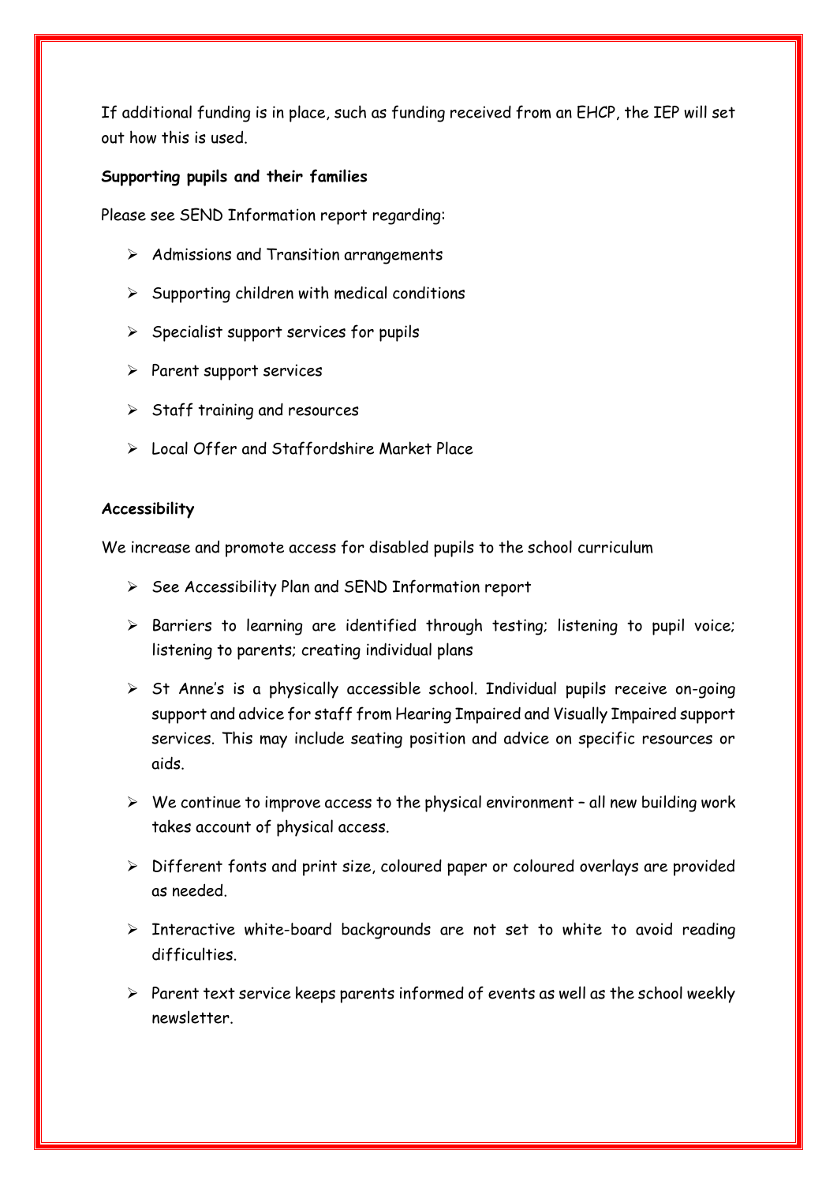If additional funding is in place, such as funding received from an EHCP, the IEP will set out how this is used.

**Supporting pupils and their families**

Please see SEND Information report regarding:

- Admissions and Transition arrangements
- Supporting children with medical conditions
- Specialist support services for pupils
- Parent support services
- Staff training and resources
- Local Offer and Staffordshire Market Place

**Accessibility**

We increase and promote access for disabled pupils to the school curriculum

- See Accessibility Plan and SEND Information report
- Barriers to learning are identified through testing; listening to pupil voice; listening to parents; creating individual plans
- St Anne's is a physically accessible school. Individual pupils receive on-going support and advice for staff from Hearing Impaired and Visually Impaired support services. This may include seating position and advice on specific resources or aids.
- We continue to improve access to the physical environment – all new building work takes account of physical access.
- Different fonts and print size, coloured paper or coloured overlays are provided as needed.
- Interactive white-board backgrounds are not set to white to avoid reading difficulties.
- Parent text service keeps parents informed of events as well as the school weekly newsletter.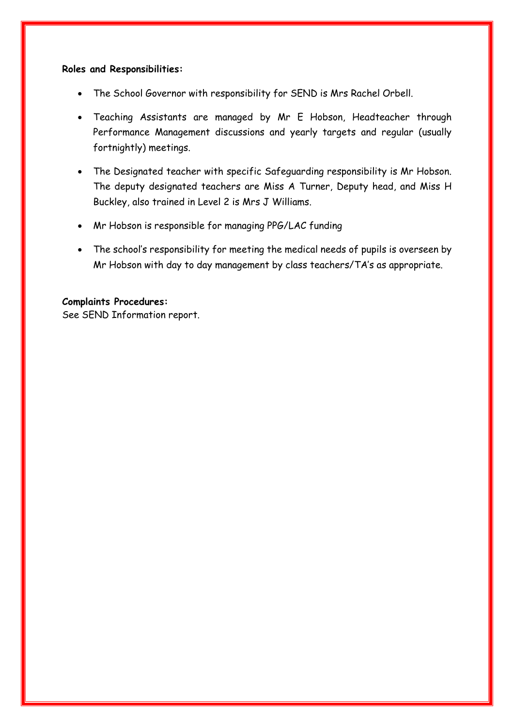**Roles and Responsibilities:**

- The School Governor with responsibility for SEND is Mrs Rachel Orbell.
- Teaching Assistants are managed by Mr E Hobson, Headteacher through Performance Management discussions and yearly targets and regular (usually fortnightly) meetings.
- The Designated teacher with specific Safeguarding responsibility is Mr Hobson. The deputy designated teachers are Miss A Turner, Deputy head, and Miss H Buckley, also trained in Level 2 is Mrs J Williams.
- Mr Hobson is responsible for managing PPG/LAC funding
- The school's responsibility for meeting the medical needs of pupils is overseen by Mr Hobson with day to day management by class teachers/TA's as appropriate.

**Complaints Procedures:**
See SEND Information report.